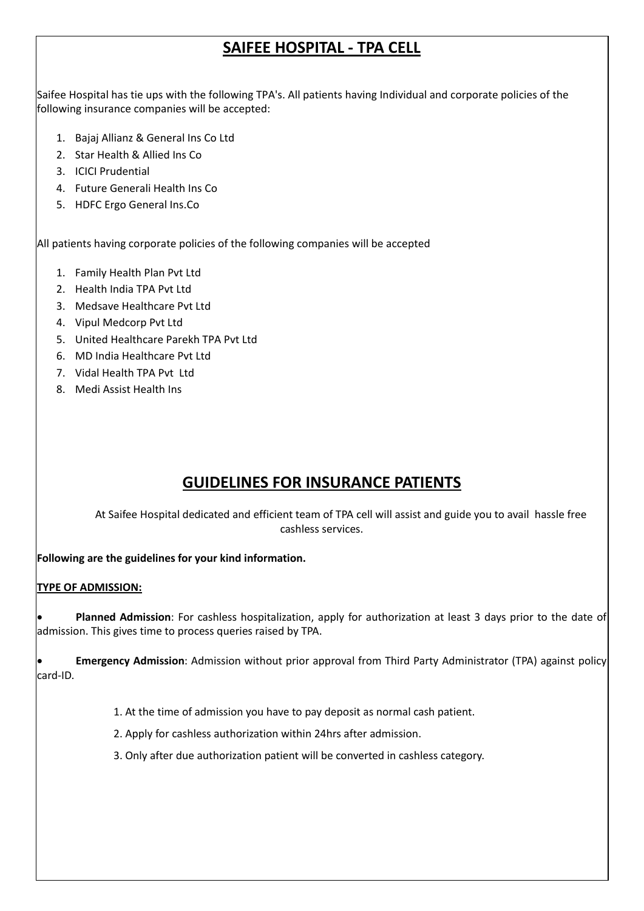# SAIFEE HOSPITAL - TPA CELL

Saifee Hospital has tie ups with the following TPA's. All patients having Individual and corporate policies of the following insurance companies will be accepted:

1. Bajaj Allianz & General Ins Co Ltd
2. Star Health & Allied Ins Co
3. ICICI Prudential
4. Future Generali Health Ins Co
5. HDFC Ergo General Ins.Co

All patients having corporate policies of the following companies will be accepted

1. Family Health Plan Pvt Ltd
2. Health India TPA Pvt Ltd
3. Medsave Healthcare Pvt Ltd
4. Vipul Medcorp Pvt Ltd
5. United Healthcare Parekh TPA Pvt Ltd
6. MD India Healthcare Pvt Ltd
7. Vidal Health TPA Pvt Ltd
8. Medi Assist Health Ins

# GUIDELINES FOR INSURANCE PATIENTS

At Saifee Hospital dedicated and efficient team of TPA cell will assist and guide you to avail hassle free cashless services.

**Following are the guidelines for your kind information.**

**TYPE OF ADMISSION:**

- **Planned Admission**: For cashless hospitalization, apply for authorization at least 3 days prior to the date of admission. This gives time to process queries raised by TPA.

- **Emergency Admission**: Admission without prior approval from Third Party Administrator (TPA) against policy card-ID.

  1. At the time of admission you have to pay deposit as normal cash patient.
  2. Apply for cashless authorization within 24hrs after admission.
  3. Only after due authorization patient will be converted in cashless category.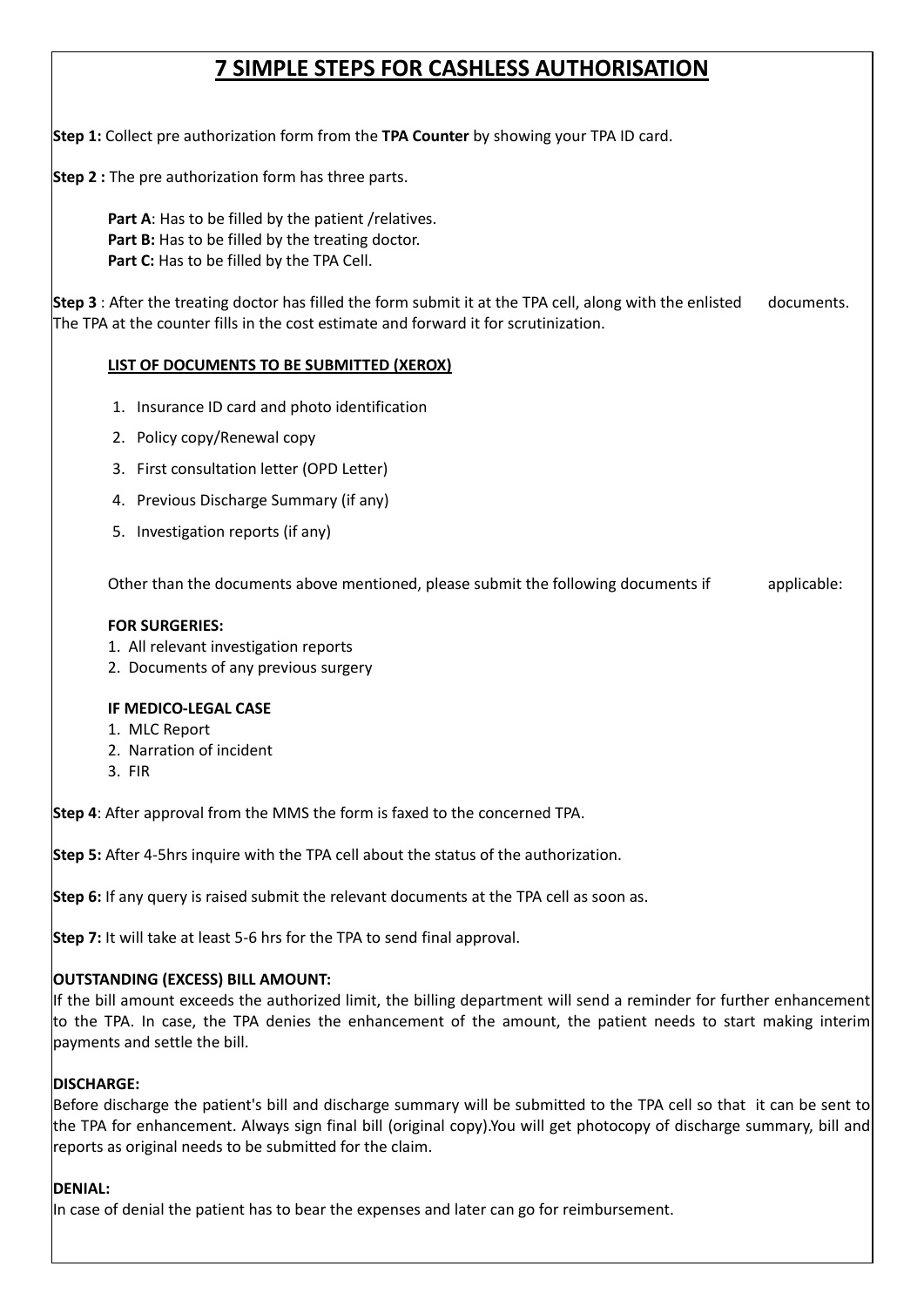# 7 SIMPLE STEPS FOR CASHLESS AUTHORISATION

**Step 1:** Collect pre authorization form from the **TPA Counter** by showing your TPA ID card.

**Step 2 :** The pre authorization form has three parts.

- **Part A**: Has to be filled by the patient /relatives.
- **Part B:** Has to be filled by the treating doctor.
- **Part C:** Has to be filled by the TPA Cell.

**Step 3** : After the treating doctor has filled the form submit it at the TPA cell, along with the enlisted documents. The TPA at the counter fills in the cost estimate and forward it for scrutinization.

**LIST OF DOCUMENTS TO BE SUBMITTED (XEROX)**

1. Insurance ID card and photo identification
2. Policy copy/Renewal copy
3. First consultation letter (OPD Letter)
4. Previous Discharge Summary (if any)
5. Investigation reports (if any)

Other than the documents above mentioned, please submit the following documents if applicable:

**FOR SURGERIES:**

1. All relevant investigation reports
2. Documents of any previous surgery

**IF MEDICO-LEGAL CASE**

1. MLC Report
2. Narration of incident
3. FIR

**Step 4**: After approval from the MMS the form is faxed to the concerned TPA.

**Step 5:** After 4-5hrs inquire with the TPA cell about the status of the authorization.

**Step 6:** If any query is raised submit the relevant documents at the TPA cell as soon as.

**Step 7:** It will take at least 5-6 hrs for the TPA to send final approval.

**OUTSTANDING (EXCESS) BILL AMOUNT:**

If the bill amount exceeds the authorized limit, the billing department will send a reminder for further enhancement to the TPA. In case, the TPA denies the enhancement of the amount, the patient needs to start making interim payments and settle the bill.

**DISCHARGE:**

Before discharge the patient's bill and discharge summary will be submitted to the TPA cell so that it can be sent to the TPA for enhancement. Always sign final bill (original copy).You will get photocopy of discharge summary, bill and reports as original needs to be submitted for the claim.

**DENIAL:**

In case of denial the patient has to bear the expenses and later can go for reimbursement.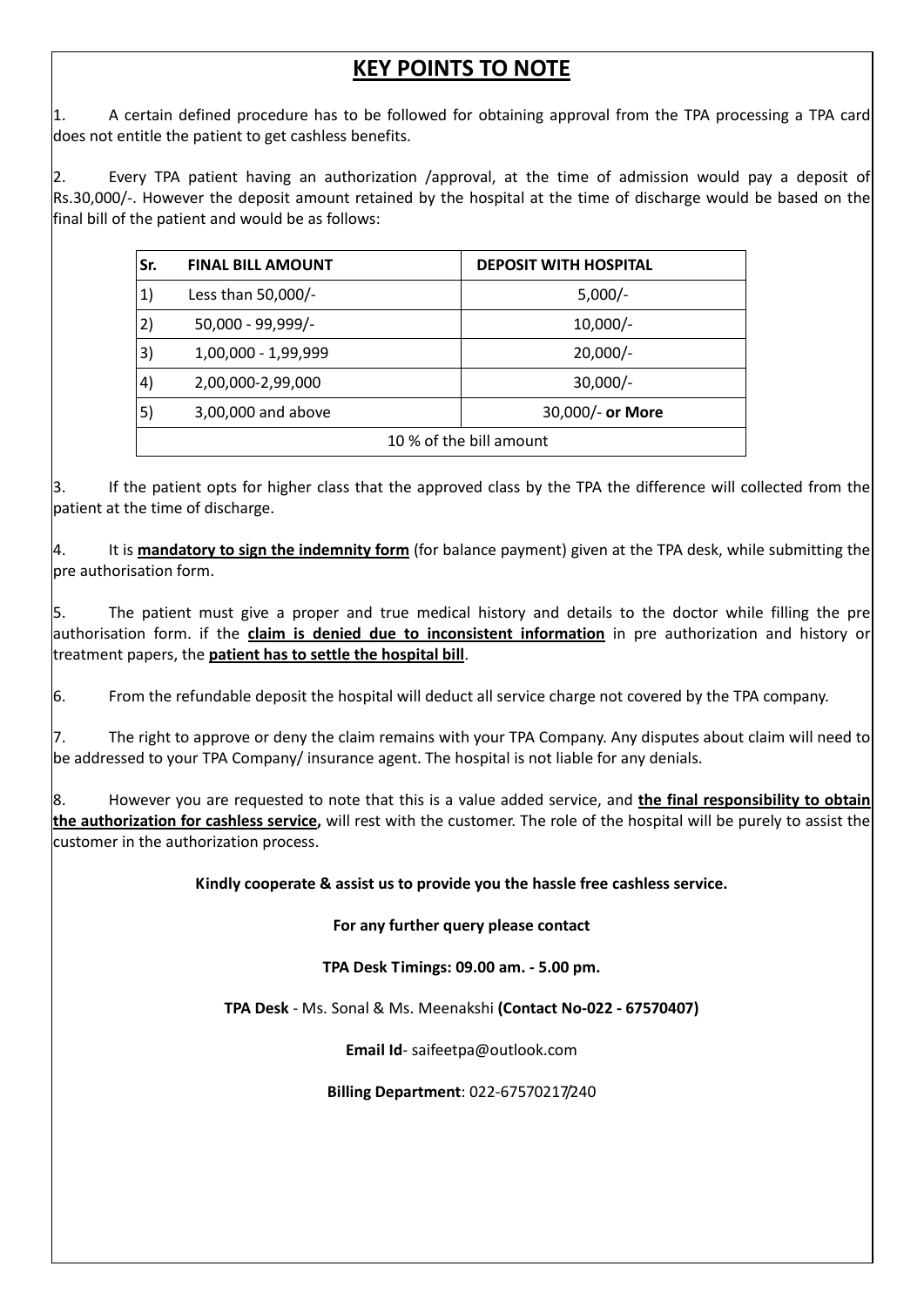# KEY POINTS TO NOTE

1. A certain defined procedure has to be followed for obtaining approval from the TPA processing a TPA card does not entitle the patient to get cashless benefits.

2. Every TPA patient having an authorization /approval, at the time of admission would pay a deposit of Rs.30,000/-. However the deposit amount retained by the hospital at the time of discharge would be based on the final bill of the patient and would be as follows:

| Sr. | FINAL BILL AMOUNT | DEPOSIT WITH HOSPITAL |
|---|---|---|
| 1) | Less than 50,000/- | 5,000/- |
| 2) | 50,000 - 99,999/- | 10,000/- |
| 3) | 1,00,000 - 1,99,999 | 20,000/- |
| 4) | 2,00,000-2,99,000 | 30,000/- |
| 5) | 3,00,000 and above | 30,000/- **or More** |
| 10 % of the bill amount | | |

3. If the patient opts for higher class that the approved class by the TPA the difference will collected from the patient at the time of discharge.

4. It is **mandatory to sign the indemnity form** (for balance payment) given at the TPA desk, while submitting the pre authorisation form.

5. The patient must give a proper and true medical history and details to the doctor while filling the pre authorisation form. if the **claim is denied due to inconsistent information** in pre authorization and history or treatment papers, the **patient has to settle the hospital bill**.

6. From the refundable deposit the hospital will deduct all service charge not covered by the TPA company.

7. The right to approve or deny the claim remains with your TPA Company. Any disputes about claim will need to be addressed to your TPA Company/ insurance agent. The hospital is not liable for any denials.

8. However you are requested to note that this is a value added service, and **the final responsibility to obtain the authorization for cashless service,** will rest with the customer. The role of the hospital will be purely to assist the customer in the authorization process.

**Kindly cooperate & assist us to provide you the hassle free cashless service.**

**For any further query please contact**

**TPA Desk Timings: 09.00 am. - 5.00 pm.**

**TPA Desk** - Ms. Sonal & Ms. Meenakshi **(Contact No-022 - 67570407)**

**Email Id**- saifeetpa@outlook.com

**Billing Department**: 022-67570217/240